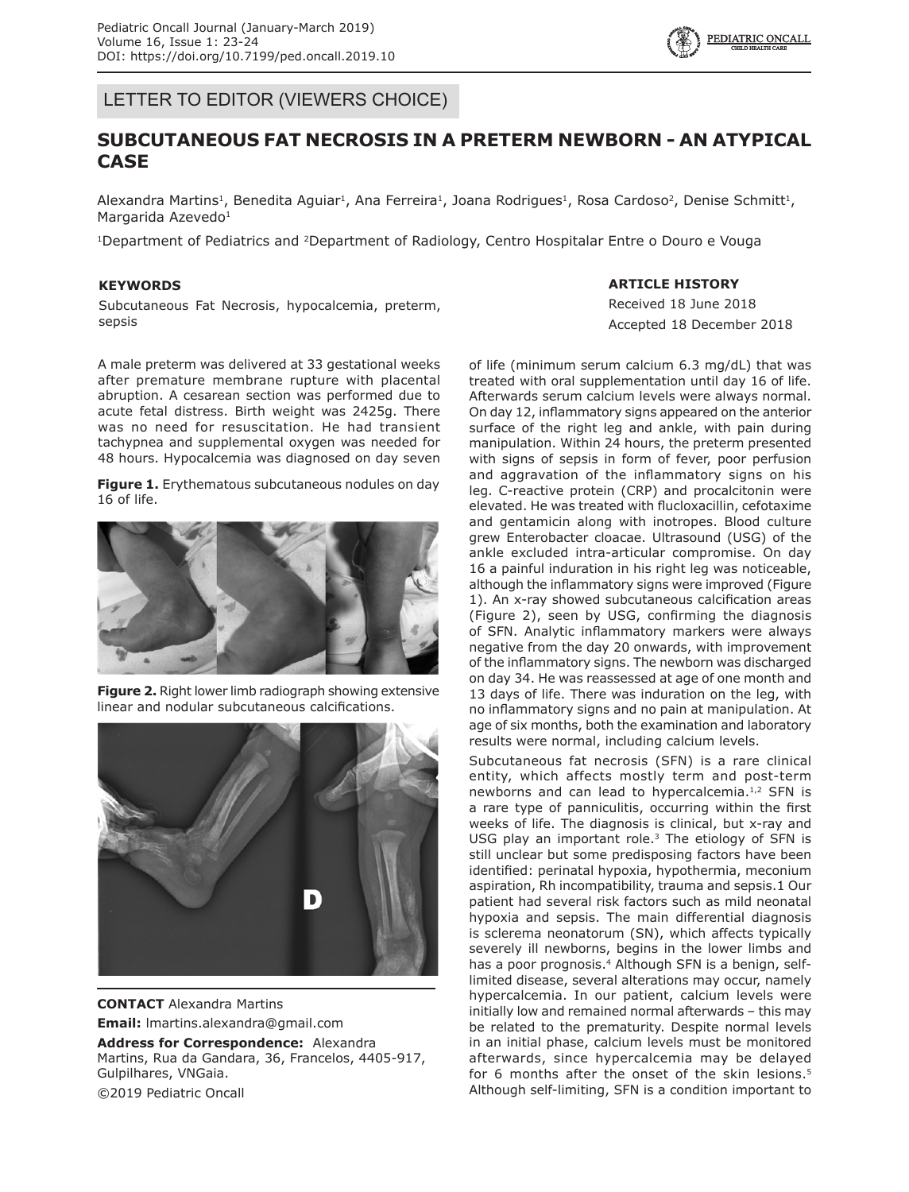LETTER TO EDITOR (VIEWERS CHOICE)

# SUBCUTANEOUS FAT NECROSIS IN A PRETERM NEWBORN - AN ATYPICAL CASE

Alexandra Martins[1], Benedita Aguiar[1], Ana Ferreira[1], Joana Rodrigues[1], Rosa Cardoso[2], Denise Schmitt[1], Margarida Azevedo[1]

[1]Department of Pediatrics and [2]Department of Radiology, Centro Hospitalar Entre o Douro e Vouga

**KEYWORDS**

Subcutaneous Fat Necrosis, hypocalcemia, preterm, sepsis

**ARTICLE HISTORY**

Received 18 June 2018

Accepted 18 December 2018

A male preterm was delivered at 33 gestational weeks after premature membrane rupture with placental abruption. A cesarean section was performed due to acute fetal distress. Birth weight was 2425g. There was no need for resuscitation. He had transient tachypnea and supplemental oxygen was needed for 48 hours. Hypocalcemia was diagnosed on day seven of life (minimum serum calcium 6.3 mg/dL) that was treated with oral supplementation until day 16 of life. Afterwards serum calcium levels were always normal. On day 12, inflammatory signs appeared on the anterior surface of the right leg and ankle, with pain during manipulation. Within 24 hours, the preterm presented with signs of sepsis in form of fever, poor perfusion and aggravation of the inflammatory signs on his leg. C-reactive protein (CRP) and procalcitonin were elevated. He was treated with flucloxacillin, cefotaxime and gentamicin along with inotropes. Blood culture grew Enterobacter cloacae. Ultrasound (USG) of the ankle excluded intra-articular compromise. On day 16 a painful induration in his right leg was noticeable, although the inflammatory signs were improved (Figure 1). An x-ray showed subcutaneous calcification areas (Figure 2), seen by USG, confirming the diagnosis of SFN. Analytic inflammatory markers were always negative from the day 20 onwards, with improvement of the inflammatory signs. The newborn was discharged on day 34. He was reassessed at age of one month and 13 days of life. There was induration on the leg, with no inflammatory signs and no pain at manipulation. At age of six months, both the examination and laboratory results were normal, including calcium levels.

**Figure 1.** Erythematous subcutaneous nodules on day 16 of life.

**Figure 2.** Right lower limb radiograph showing extensive linear and nodular subcutaneous calcifications.

Subcutaneous fat necrosis (SFN) is a rare clinical entity, which affects mostly term and post-term newborns and can lead to hypercalcemia.[1,2] SFN is a rare type of panniculitis, occurring within the first weeks of life. The diagnosis is clinical, but x-ray and USG play an important role.[3] The etiology of SFN is still unclear but some predisposing factors have been identified: perinatal hypoxia, hypothermia, meconium aspiration, Rh incompatibility, trauma and sepsis.1 Our patient had several risk factors such as mild neonatal hypoxia and sepsis. The main differential diagnosis is sclerema neonatorum (SN), which affects typically severely ill newborns, begins in the lower limbs and has a poor prognosis.[4] Although SFN is a benign, self-limited disease, several alterations may occur, namely hypercalcemia. In our patient, calcium levels were initially low and remained normal afterwards – this may be related to the prematurity. Despite normal levels in an initial phase, calcium levels must be monitored afterwards, since hypercalcemia may be delayed for 6 months after the onset of the skin lesions.[5] Although self-limiting, SFN is a condition important to

**CONTACT** Alexandra Martins

**Email:** lmartins.alexandra@gmail.com

**Address for Correspondence:** Alexandra Martins, Rua da Gandara, 36, Francelos, 4405-917, Gulpilhares, VNGaia.

©2019 Pediatric Oncall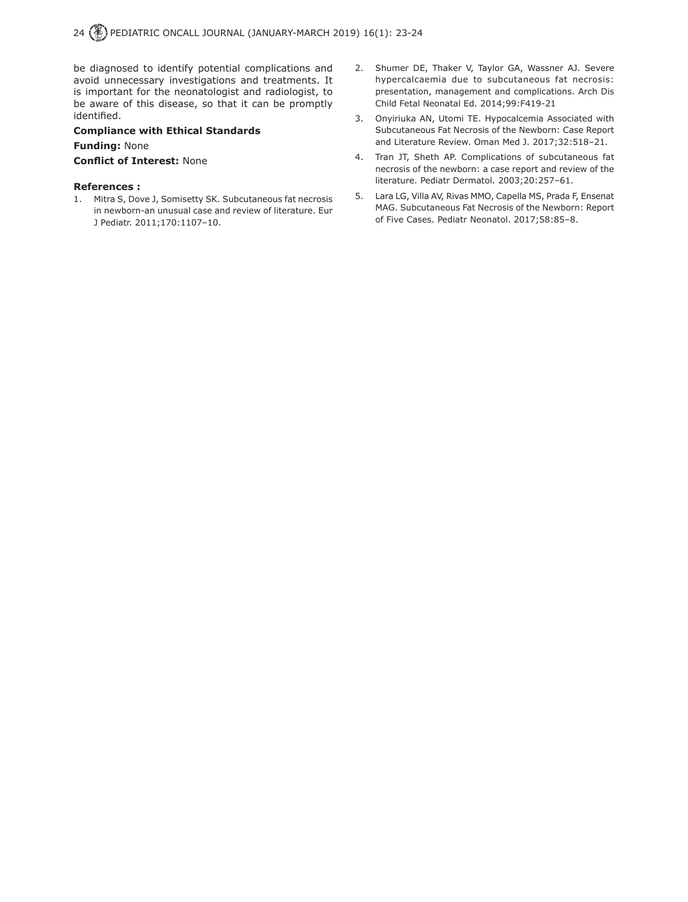be diagnosed to identify potential complications and avoid unnecessary investigations and treatments. It is important for the neonatologist and radiologist, to be aware of this disease, so that it can be promptly identified.

**Compliance with Ethical Standards**

**Funding:** None

**Conflict of Interest:** None

**References :**

1. Mitra S, Dove J, Somisetty SK. Subcutaneous fat necrosis in newborn-an unusual case and review of literature. Eur J Pediatr. 2011;170:1107–10.
2. Shumer DE, Thaker V, Taylor GA, Wassner AJ. Severe hypercalcaemia due to subcutaneous fat necrosis: presentation, management and complications. Arch Dis Child Fetal Neonatal Ed. 2014;99:F419-21
3. Onyiriuka AN, Utomi TE. Hypocalcemia Associated with Subcutaneous Fat Necrosis of the Newborn: Case Report and Literature Review. Oman Med J. 2017;32:518–21.
4. Tran JT, Sheth AP. Complications of subcutaneous fat necrosis of the newborn: a case report and review of the literature. Pediatr Dermatol. 2003;20:257–61.
5. Lara LG, Villa AV, Rivas MMO, Capella MS, Prada F, Ensenat MAG. Subcutaneous Fat Necrosis of the Newborn: Report of Five Cases. Pediatr Neonatol. 2017;58:85–8.